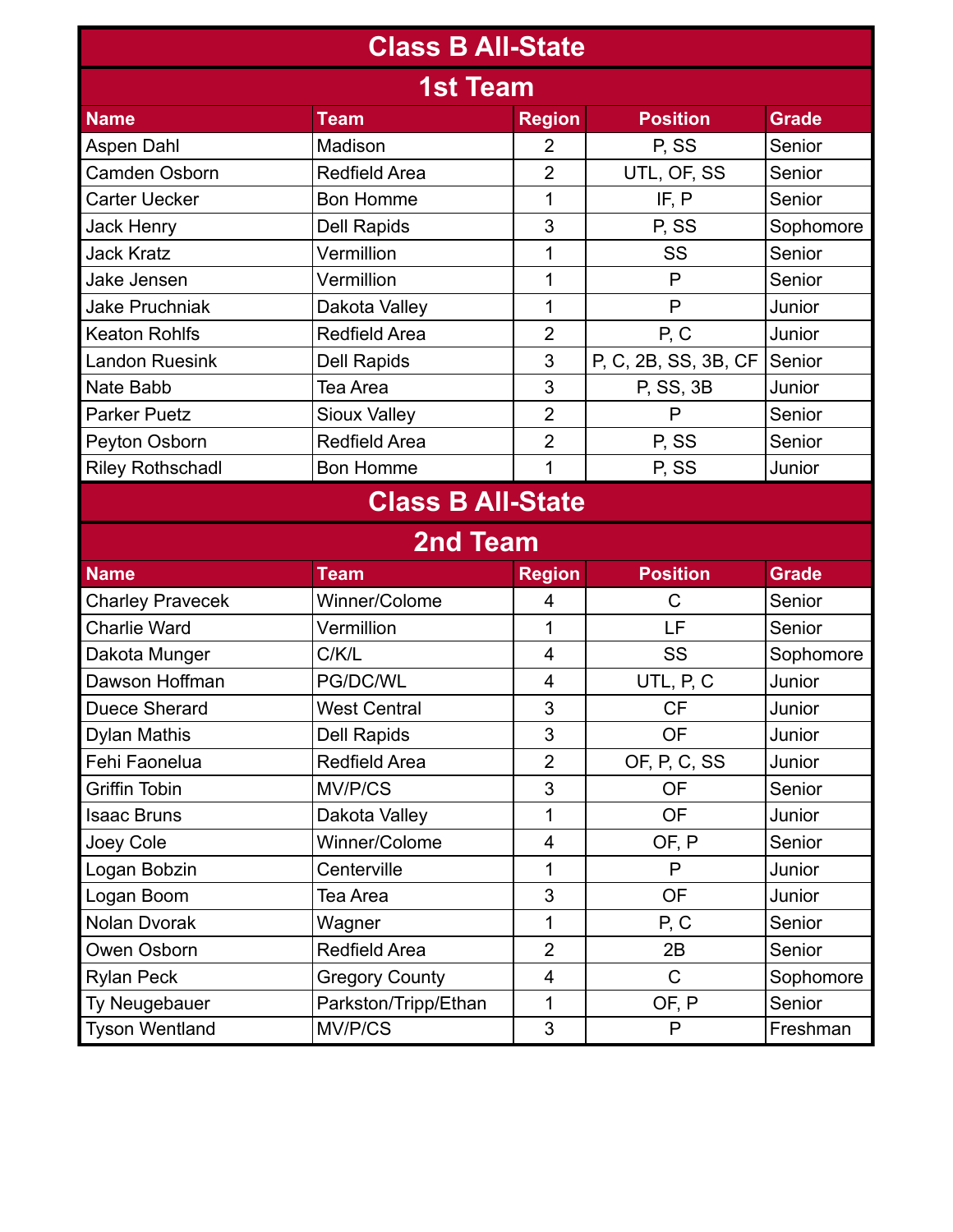# Class B All-State

## 1st Team

| Name | Team | Region | Position | Grade |
|---|---|---|---|---|
| Aspen Dahl | Madison | 2 | P, SS | Senior |
| Camden Osborn | Redfield Area | 2 | UTL, OF, SS | Senior |
| Carter Uecker | Bon Homme | 1 | IF, P | Senior |
| Jack Henry | Dell Rapids | 3 | P, SS | Sophomore |
| Jack Kratz | Vermillion | 1 | SS | Senior |
| Jake Jensen | Vermillion | 1 | P | Senior |
| Jake Pruchniak | Dakota Valley | 1 | P | Junior |
| Keaton Rohlfs | Redfield Area | 2 | P, C | Junior |
| Landon Ruesink | Dell Rapids | 3 | P, C, 2B, SS, 3B, CF | Senior |
| Nate Babb | Tea Area | 3 | P, SS, 3B | Junior |
| Parker Puetz | Sioux Valley | 2 | P | Senior |
| Peyton Osborn | Redfield Area | 2 | P, SS | Senior |
| Riley Rothschadl | Bon Homme | 1 | P, SS | Junior |

# Class B All-State

## 2nd Team

| Name | Team | Region | Position | Grade |
|---|---|---|---|---|
| Charley Pravecek | Winner/Colome | 4 | C | Senior |
| Charlie Ward | Vermillion | 1 | LF | Senior |
| Dakota Munger | C/K/L | 4 | SS | Sophomore |
| Dawson Hoffman | PG/DC/WL | 4 | UTL, P, C | Junior |
| Duece Sherard | West Central | 3 | CF | Junior |
| Dylan Mathis | Dell Rapids | 3 | OF | Junior |
| Fehi Faonelua | Redfield Area | 2 | OF, P, C, SS | Junior |
| Griffin Tobin | MV/P/CS | 3 | OF | Senior |
| Isaac Bruns | Dakota Valley | 1 | OF | Junior |
| Joey Cole | Winner/Colome | 4 | OF, P | Senior |
| Logan Bobzin | Centerville | 1 | P | Junior |
| Logan Boom | Tea Area | 3 | OF | Junior |
| Nolan Dvorak | Wagner | 1 | P, C | Senior |
| Owen Osborn | Redfield Area | 2 | 2B | Senior |
| Rylan Peck | Gregory County | 4 | C | Sophomore |
| Ty Neugebauer | Parkston/Tripp/Ethan | 1 | OF, P | Senior |
| Tyson Wentland | MV/P/CS | 3 | P | Freshman |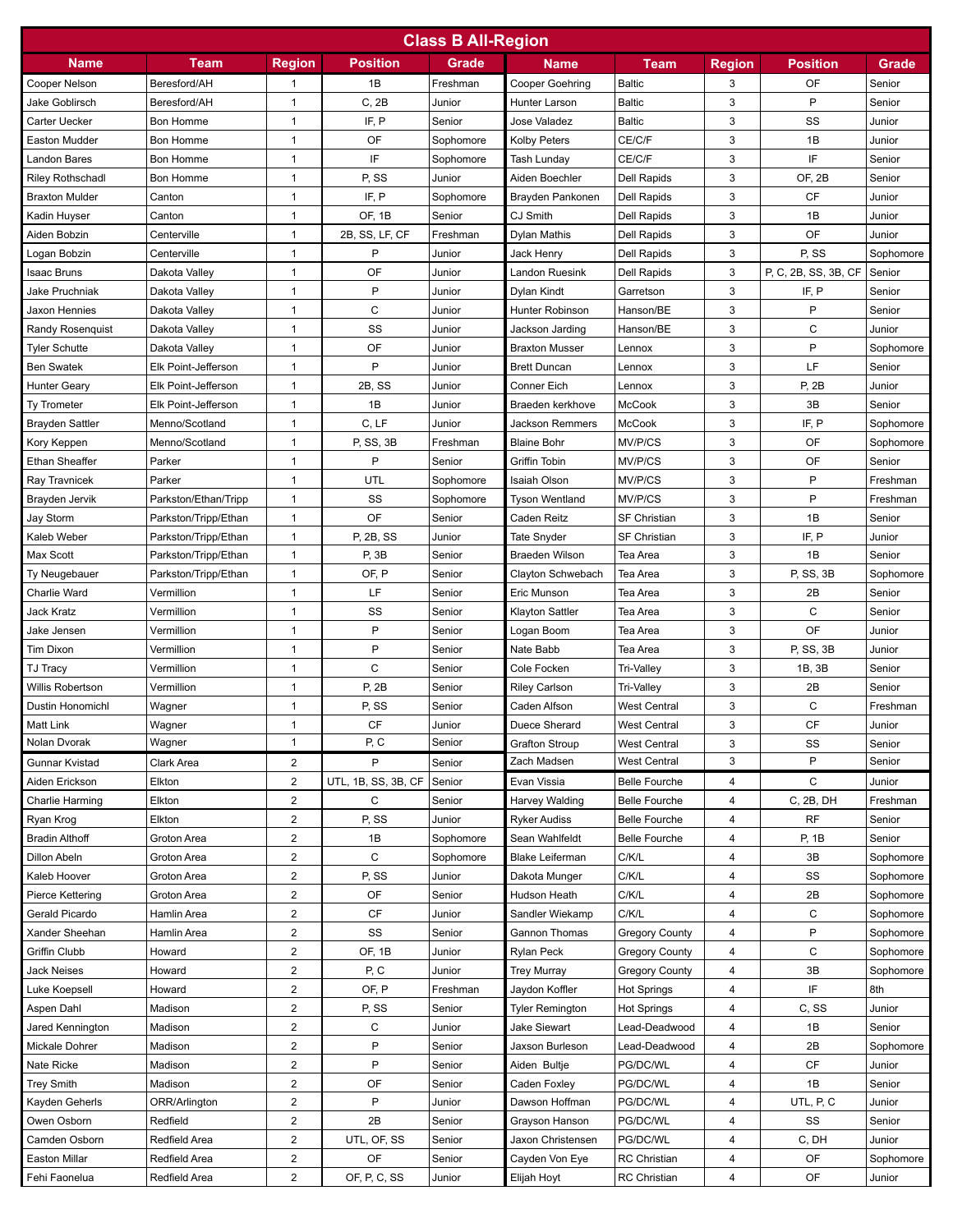# Class B All-Region

| Name | Team | Region | Position | Grade | Name | Team | Region | Position | Grade |
|---|---|---|---|---|---|---|---|---|---|
| Cooper Nelson | Beresford/AH | 1 | 1B | Freshman | Cooper Goehring | Baltic | 3 | OF | Senior |
| Jake Goblirsch | Beresford/AH | 1 | C, 2B | Junior | Hunter Larson | Baltic | 3 | P | Senior |
| Carter Uecker | Bon Homme | 1 | IF, P | Senior | Jose Valadez | Baltic | 3 | SS | Junior |
| Easton Mudder | Bon Homme | 1 | OF | Sophomore | Kolby Peters | CE/C/F | 3 | 1B | Junior |
| Landon Bares | Bon Homme | 1 | IF | Sophomore | Tash Lunday | CE/C/F | 3 | IF | Senior |
| Riley Rothschadl | Bon Homme | 1 | P, SS | Junior | Aiden Boechler | Dell Rapids | 3 | OF, 2B | Senior |
| Braxton Mulder | Canton | 1 | IF, P | Sophomore | Brayden Pankonen | Dell Rapids | 3 | CF | Junior |
| Kadin Huyser | Canton | 1 | OF, 1B | Senior | CJ Smith | Dell Rapids | 3 | 1B | Junior |
| Aiden Bobzin | Centerville | 1 | 2B, SS, LF, CF | Freshman | Dylan Mathis | Dell Rapids | 3 | OF | Junior |
| Logan Bobzin | Centerville | 1 | P | Junior | Jack Henry | Dell Rapids | 3 | P, SS | Sophomore |
| Isaac Bruns | Dakota Valley | 1 | OF | Junior | Landon Ruesink | Dell Rapids | 3 | P, C, 2B, SS, 3B, CF | Senior |
| Jake Pruchniak | Dakota Valley | 1 | P | Junior | Dylan Kindt | Garretson | 3 | IF, P | Senior |
| Jaxon Hennies | Dakota Valley | 1 | C | Junior | Hunter Robinson | Hanson/BE | 3 | P | Senior |
| Randy Rosenquist | Dakota Valley | 1 | SS | Junior | Jackson Jarding | Hanson/BE | 3 | C | Junior |
| Tyler Schutte | Dakota Valley | 1 | OF | Junior | Braxton Musser | Lennox | 3 | P | Sophomore |
| Ben Swatek | Elk Point-Jefferson | 1 | P | Junior | Brett Duncan | Lennox | 3 | LF | Senior |
| Hunter Geary | Elk Point-Jefferson | 1 | 2B, SS | Junior | Conner Eich | Lennox | 3 | P, 2B | Junior |
| Ty Trometer | Elk Point-Jefferson | 1 | 1B | Junior | Braeden kerkhove | McCook | 3 | 3B | Senior |
| Brayden Sattler | Menno/Scotland | 1 | C, LF | Junior | Jackson Remmers | McCook | 3 | IF, P | Sophomore |
| Kory Keppen | Menno/Scotland | 1 | P, SS, 3B | Freshman | Blaine Bohr | MV/P/CS | 3 | OF | Sophomore |
| Ethan Sheaffer | Parker | 1 | P | Senior | Griffin Tobin | MV/P/CS | 3 | OF | Senior |
| Ray Travnicek | Parker | 1 | UTL | Sophomore | Isaiah Olson | MV/P/CS | 3 | P | Freshman |
| Brayden Jervik | Parkston/Ethan/Tripp | 1 | SS | Sophomore | Tyson Wentland | MV/P/CS | 3 | P | Freshman |
| Jay Storm | Parkston/Tripp/Ethan | 1 | OF | Senior | Caden Reitz | SF Christian | 3 | 1B | Senior |
| Kaleb Weber | Parkston/Tripp/Ethan | 1 | P, 2B, SS | Junior | Tate Snyder | SF Christian | 3 | IF, P | Junior |
| Max Scott | Parkston/Tripp/Ethan | 1 | P, 3B | Senior | Braeden Wilson | Tea Area | 3 | 1B | Senior |
| Ty Neugebauer | Parkston/Tripp/Ethan | 1 | OF, P | Senior | Clayton Schwebach | Tea Area | 3 | P, SS, 3B | Sophomore |
| Charlie Ward | Vermillion | 1 | LF | Senior | Eric Munson | Tea Area | 3 | 2B | Senior |
| Jack Kratz | Vermillion | 1 | SS | Senior | Klayton Sattler | Tea Area | 3 | C | Senior |
| Jake Jensen | Vermillion | 1 | P | Senior | Logan Boom | Tea Area | 3 | OF | Junior |
| Tim Dixon | Vermillion | 1 | P | Senior | Nate Babb | Tea Area | 3 | P, SS, 3B | Junior |
| TJ Tracy | Vermillion | 1 | C | Senior | Cole Focken | Tri-Valley | 3 | 1B, 3B | Senior |
| Willis Robertson | Vermillion | 1 | P, 2B | Senior | Riley Carlson | Tri-Valley | 3 | 2B | Senior |
| Dustin Honomichl | Wagner | 1 | P, SS | Senior | Caden Alfson | West Central | 3 | C | Freshman |
| Matt Link | Wagner | 1 | CF | Junior | Duece Sherard | West Central | 3 | CF | Junior |
| Nolan Dvorak | Wagner | 1 | P, C | Senior | Grafton Stroup | West Central | 3 | SS | Senior |
| Gunnar Kvistad | Clark Area | 2 | P | Senior | Zach Madsen | West Central | 3 | P | Senior |
| Aiden Erickson | Elkton | 2 | UTL, 1B, SS, 3B, CF | Senior | Evan Vissia | Belle Fourche | 4 | C | Junior |
| Charlie Harming | Elkton | 2 | C | Senior | Harvey Walding | Belle Fourche | 4 | C, 2B, DH | Freshman |
| Ryan Krog | Elkton | 2 | P, SS | Junior | Ryker Audiss | Belle Fourche | 4 | RF | Senior |
| Bradin Althoff | Groton Area | 2 | 1B | Sophomore | Sean Wahlfeldt | Belle Fourche | 4 | P, 1B | Senior |
| Dillon Abeln | Groton Area | 2 | C | Sophomore | Blake Leiferman | C/K/L | 4 | 3B | Sophomore |
| Kaleb Hoover | Groton Area | 2 | P, SS | Junior | Dakota Munger | C/K/L | 4 | SS | Sophomore |
| Pierce Kettering | Groton Area | 2 | OF | Senior | Hudson Heath | C/K/L | 4 | 2B | Sophomore |
| Gerald Picardo | Hamlin Area | 2 | CF | Junior | Sandler Wiekamp | C/K/L | 4 | C | Sophomore |
| Xander Sheehan | Hamlin Area | 2 | SS | Senior | Gannon Thomas | Gregory County | 4 | P | Sophomore |
| Griffin Clubb | Howard | 2 | OF, 1B | Junior | Rylan Peck | Gregory County | 4 | C | Sophomore |
| Jack Neises | Howard | 2 | P, C | Junior | Trey Murray | Gregory County | 4 | 3B | Sophomore |
| Luke Koepsell | Howard | 2 | OF, P | Freshman | Jaydon Koffler | Hot Springs | 4 | IF | 8th |
| Aspen Dahl | Madison | 2 | P, SS | Senior | Tyler Remington | Hot Springs | 4 | C, SS | Junior |
| Jared Kennington | Madison | 2 | C | Junior | Jake Siewart | Lead-Deadwood | 4 | 1B | Senior |
| Mickale Dohrer | Madison | 2 | P | Senior | Jaxson Burleson | Lead-Deadwood | 4 | 2B | Sophomore |
| Nate Ricke | Madison | 2 | P | Senior | Aiden Bultje | PG/DC/WL | 4 | CF | Junior |
| Trey Smith | Madison | 2 | OF | Senior | Caden Foxley | PG/DC/WL | 4 | 1B | Senior |
| Kayden Geherls | ORR/Arlington | 2 | P | Junior | Dawson Hoffman | PG/DC/WL | 4 | UTL, P, C | Junior |
| Owen Osborn | Redfield | 2 | 2B | Senior | Grayson Hanson | PG/DC/WL | 4 | SS | Senior |
| Camden Osborn | Redfield Area | 2 | UTL, OF, SS | Senior | Jaxon Christensen | PG/DC/WL | 4 | C, DH | Junior |
| Easton Millar | Redfield Area | 2 | OF | Senior | Cayden Von Eye | RC Christian | 4 | OF | Sophomore |
| Fehi Faonelua | Redfield Area | 2 | OF, P, C, SS | Junior | Elijah Hoyt | RC Christian | 4 | OF | Junior |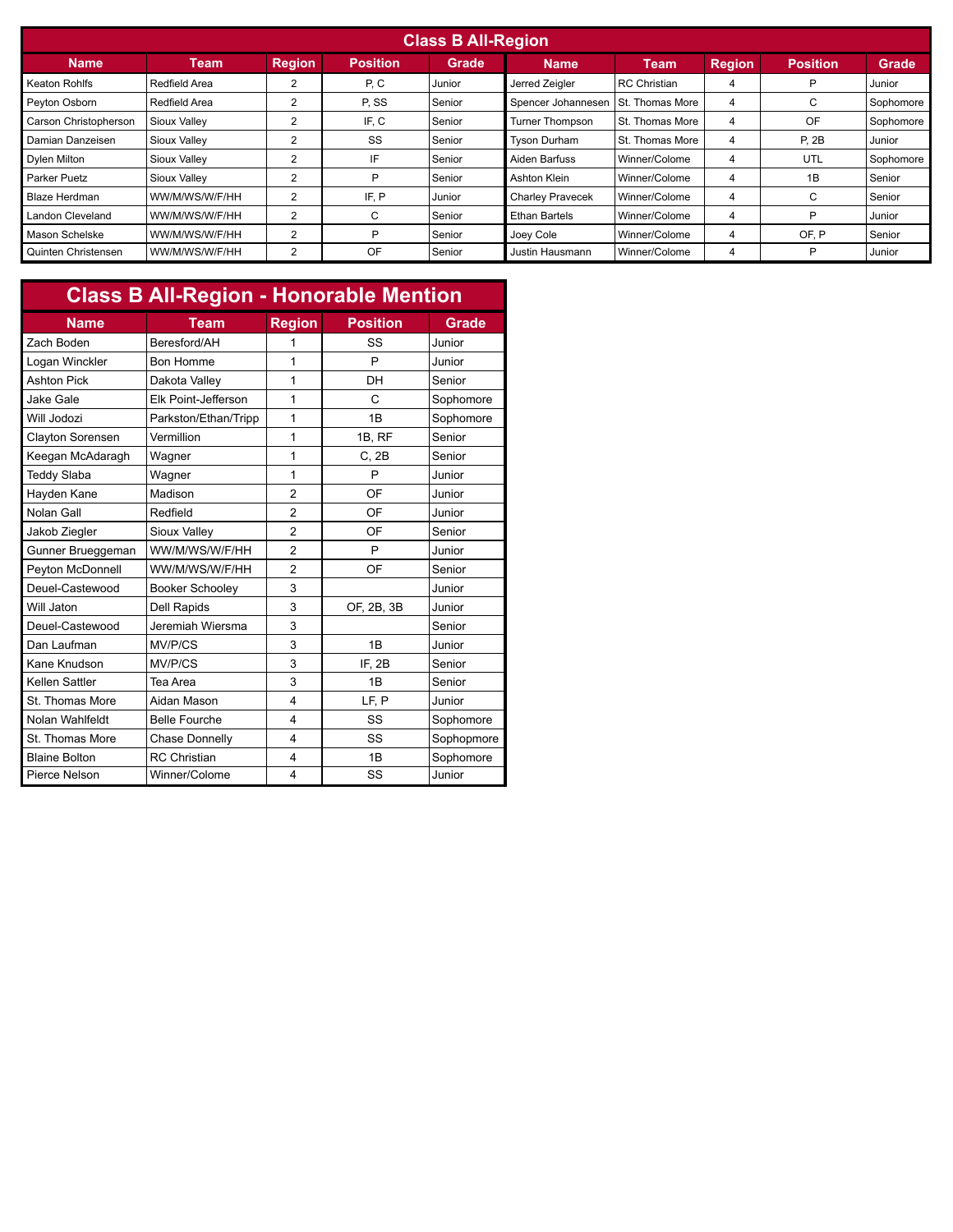## Class B All-Region

| Name | Team | Region | Position | Grade | Name | Team | Region | Position | Grade |
|---|---|---|---|---|---|---|---|---|---|
| Keaton Rohlfs | Redfield Area | 2 | P, C | Junior | Jerred Zeigler | RC Christian | 4 | P | Junior |
| Peyton Osborn | Redfield Area | 2 | P, SS | Senior | Spencer Johannesen | St. Thomas More | 4 | C | Sophomore |
| Carson Christopherson | Sioux Valley | 2 | IF, C | Senior | Turner Thompson | St. Thomas More | 4 | OF | Sophomore |
| Damian Danzeisen | Sioux Valley | 2 | SS | Senior | Tyson Durham | St. Thomas More | 4 | P, 2B | Junior |
| Dylen Milton | Sioux Valley | 2 | IF | Senior | Aiden Barfuss | Winner/Colome | 4 | UTL | Sophomore |
| Parker Puetz | Sioux Valley | 2 | P | Senior | Ashton Klein | Winner/Colome | 4 | 1B | Senior |
| Blaze Herdman | WW/M/WS/W/F/HH | 2 | IF, P | Junior | Charley Pravecek | Winner/Colome | 4 | C | Senior |
| Landon Cleveland | WW/M/WS/W/F/HH | 2 | C | Senior | Ethan Bartels | Winner/Colome | 4 | P | Junior |
| Mason Schelske | WW/M/WS/W/F/HH | 2 | P | Senior | Joey Cole | Winner/Colome | 4 | OF, P | Senior |
| Quinten Christensen | WW/M/WS/W/F/HH | 2 | OF | Senior | Justin Hausmann | Winner/Colome | 4 | P | Junior |

## Class B All-Region - Honorable Mention

| Name | Team | Region | Position | Grade |
|---|---|---|---|---|
| Zach Boden | Beresford/AH | 1 | SS | Junior |
| Logan Winckler | Bon Homme | 1 | P | Junior |
| Ashton Pick | Dakota Valley | 1 | DH | Senior |
| Jake Gale | Elk Point-Jefferson | 1 | C | Sophomore |
| Will Jodozi | Parkston/Ethan/Tripp | 1 | 1B | Sophomore |
| Clayton Sorensen | Vermillion | 1 | 1B, RF | Senior |
| Keegan McAdaragh | Wagner | 1 | C, 2B | Senior |
| Teddy Slaba | Wagner | 1 | P | Junior |
| Hayden Kane | Madison | 2 | OF | Junior |
| Nolan Gall | Redfield | 2 | OF | Junior |
| Jakob Ziegler | Sioux Valley | 2 | OF | Senior |
| Gunner Brueggeman | WW/M/WS/W/F/HH | 2 | P | Junior |
| Peyton McDonnell | WW/M/WS/W/F/HH | 2 | OF | Senior |
| Deuel-Castewood | Booker Schooley | 3 | | Junior |
| Will Jaton | Dell Rapids | 3 | OF, 2B, 3B | Junior |
| Deuel-Castewood | Jeremiah Wiersma | 3 | | Senior |
| Dan Laufman | MV/P/CS | 3 | 1B | Junior |
| Kane Knudson | MV/P/CS | 3 | IF, 2B | Senior |
| Kellen Sattler | Tea Area | 3 | 1B | Senior |
| St. Thomas More | Aidan Mason | 4 | LF, P | Junior |
| Nolan Wahlfeldt | Belle Fourche | 4 | SS | Sophomore |
| St. Thomas More | Chase Donnelly | 4 | SS | Sophopmore |
| Blaine Bolton | RC Christian | 4 | 1B | Sophomore |
| Pierce Nelson | Winner/Colome | 4 | SS | Junior |